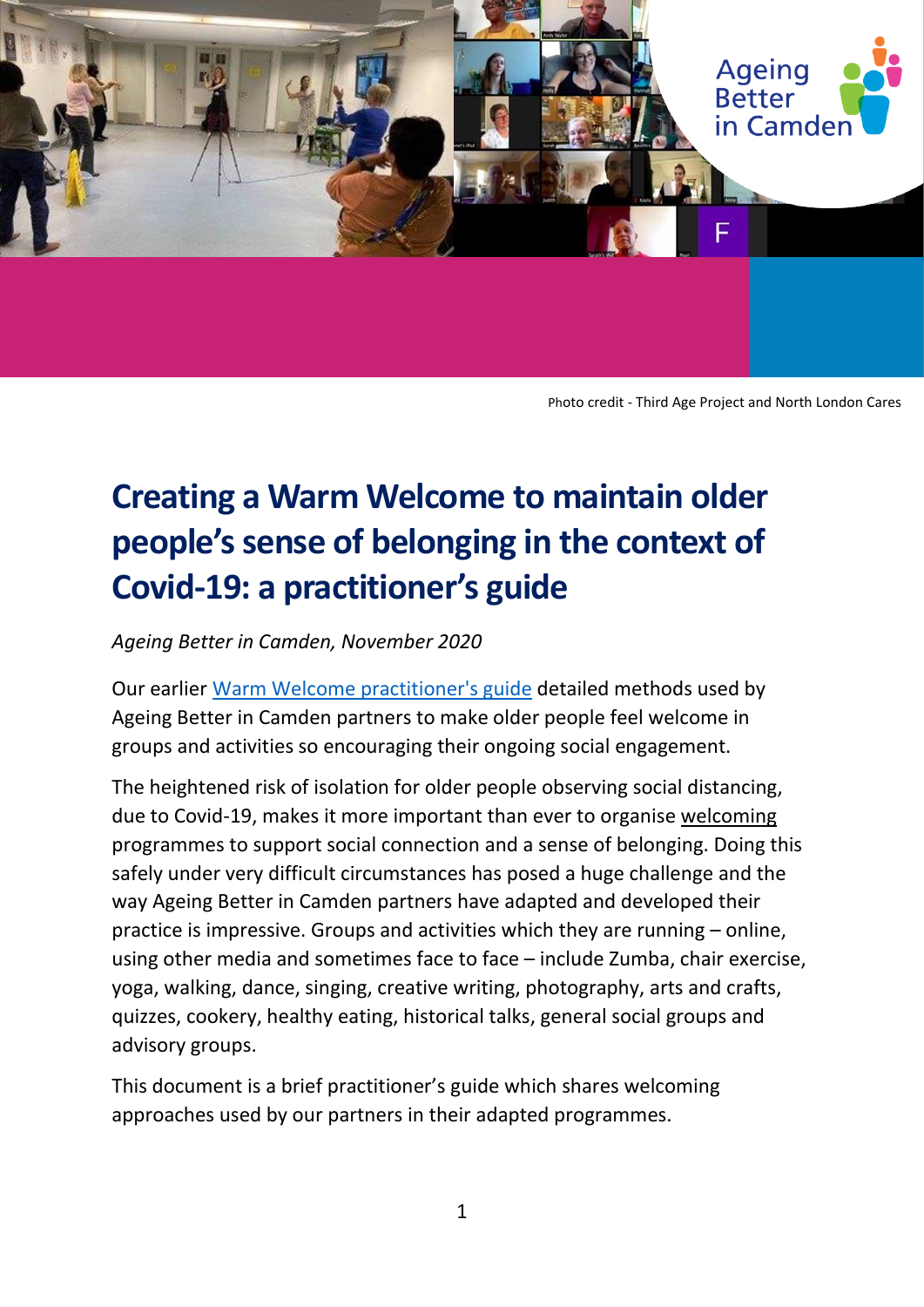Ageing Better in Camden

Photo credit - Third Age Project and North London Cares

# Creating a Warm Welcome to maintain older people's sense of belonging in the context of Covid-19: a practitioner's guide

*Ageing Better in Camden, November 2020*

Our earlier Warm Welcome practitioner's guide detailed methods used by Ageing Better in Camden partners to make older people feel welcome in groups and activities so encouraging their ongoing social engagement.

The heightened risk of isolation for older people observing social distancing, due to Covid-19, makes it more important than ever to organise welcoming programmes to support social connection and a sense of belonging. Doing this safely under very difficult circumstances has posed a huge challenge and the way Ageing Better in Camden partners have adapted and developed their practice is impressive. Groups and activities which they are running – online, using other media and sometimes face to face – include Zumba, chair exercise, yoga, walking, dance, singing, creative writing, photography, arts and crafts, quizzes, cookery, healthy eating, historical talks, general social groups and advisory groups.

This document is a brief practitioner's guide which shares welcoming approaches used by our partners in their adapted programmes.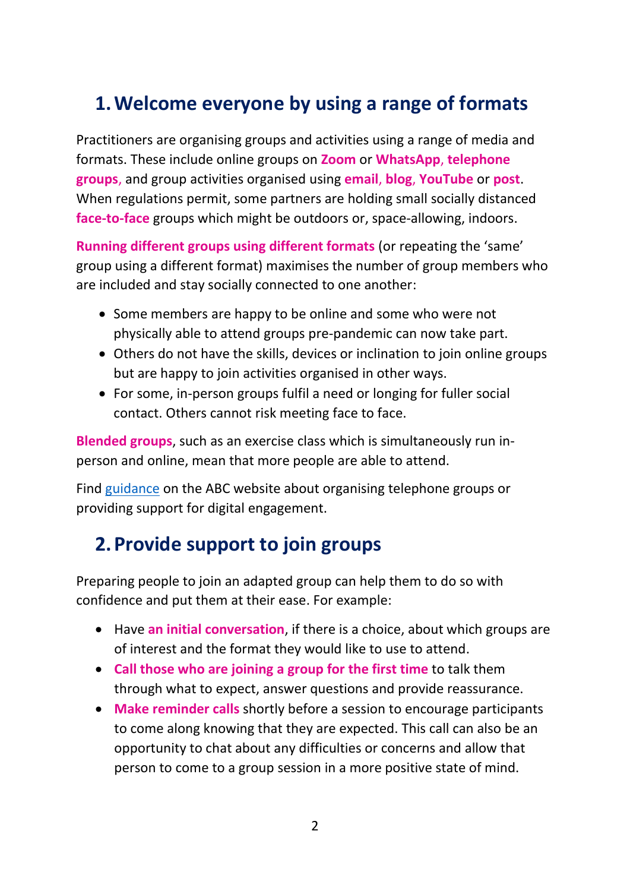## 1. Welcome everyone by using a range of formats

Practitioners are organising groups and activities using a range of media and formats. These include online groups on **Zoom** or **WhatsApp**, **telephone groups**, and group activities organised using **email**, **blog**, **YouTube** or **post**. When regulations permit, some partners are holding small socially distanced **face-to-face** groups which might be outdoors or, space-allowing, indoors.

**Running different groups using different formats** (or repeating the 'same' group using a different format) maximises the number of group members who are included and stay socially connected to one another:

- Some members are happy to be online and some who were not physically able to attend groups pre-pandemic can now take part.
- Others do not have the skills, devices or inclination to join online groups but are happy to join activities organised in other ways.
- For some, in-person groups fulfil a need or longing for fuller social contact. Others cannot risk meeting face to face.

**Blended groups**, such as an exercise class which is simultaneously run in-person and online, mean that more people are able to attend.

Find guidance on the ABC website about organising telephone groups or providing support for digital engagement.

## 2. Provide support to join groups

Preparing people to join an adapted group can help them to do so with confidence and put them at their ease. For example:

- Have **an initial conversation**, if there is a choice, about which groups are of interest and the format they would like to use to attend.
- **Call those who are joining a group for the first time** to talk them through what to expect, answer questions and provide reassurance.
- **Make reminder calls** shortly before a session to encourage participants to come along knowing that they are expected. This call can also be an opportunity to chat about any difficulties or concerns and allow that person to come to a group session in a more positive state of mind.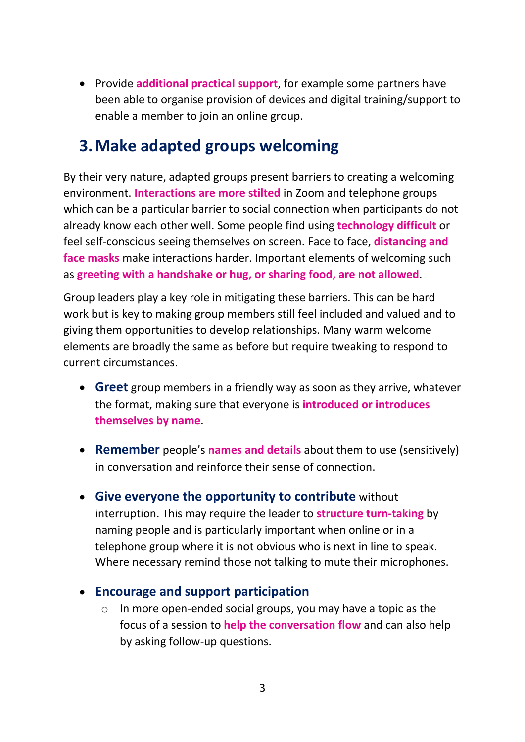- Provide **additional practical support**, for example some partners have been able to organise provision of devices and digital training/support to enable a member to join an online group.

## 3. Make adapted groups welcoming

By their very nature, adapted groups present barriers to creating a welcoming environment. **Interactions are more stilted** in Zoom and telephone groups which can be a particular barrier to social connection when participants do not already know each other well. Some people find using **technology difficult** or feel self-conscious seeing themselves on screen. Face to face, **distancing and face masks** make interactions harder. Important elements of welcoming such as **greeting with a handshake or hug, or sharing food, are not allowed**.

Group leaders play a key role in mitigating these barriers. This can be hard work but is key to making group members still feel included and valued and to giving them opportunities to develop relationships. Many warm welcome elements are broadly the same as before but require tweaking to respond to current circumstances.

- **Greet** group members in a friendly way as soon as they arrive, whatever the format, making sure that everyone is **introduced or introduces themselves by name**.

- **Remember** people's **names and details** about them to use (sensitively) in conversation and reinforce their sense of connection.

- **Give everyone the opportunity to contribute** without interruption. This may require the leader to **structure turn-taking** by naming people and is particularly important when online or in a telephone group where it is not obvious who is next in line to speak. Where necessary remind those not talking to mute their microphones.

- **Encourage and support participation**
  - In more open-ended social groups, you may have a topic as the focus of a session to **help the conversation flow** and can also help by asking follow-up questions.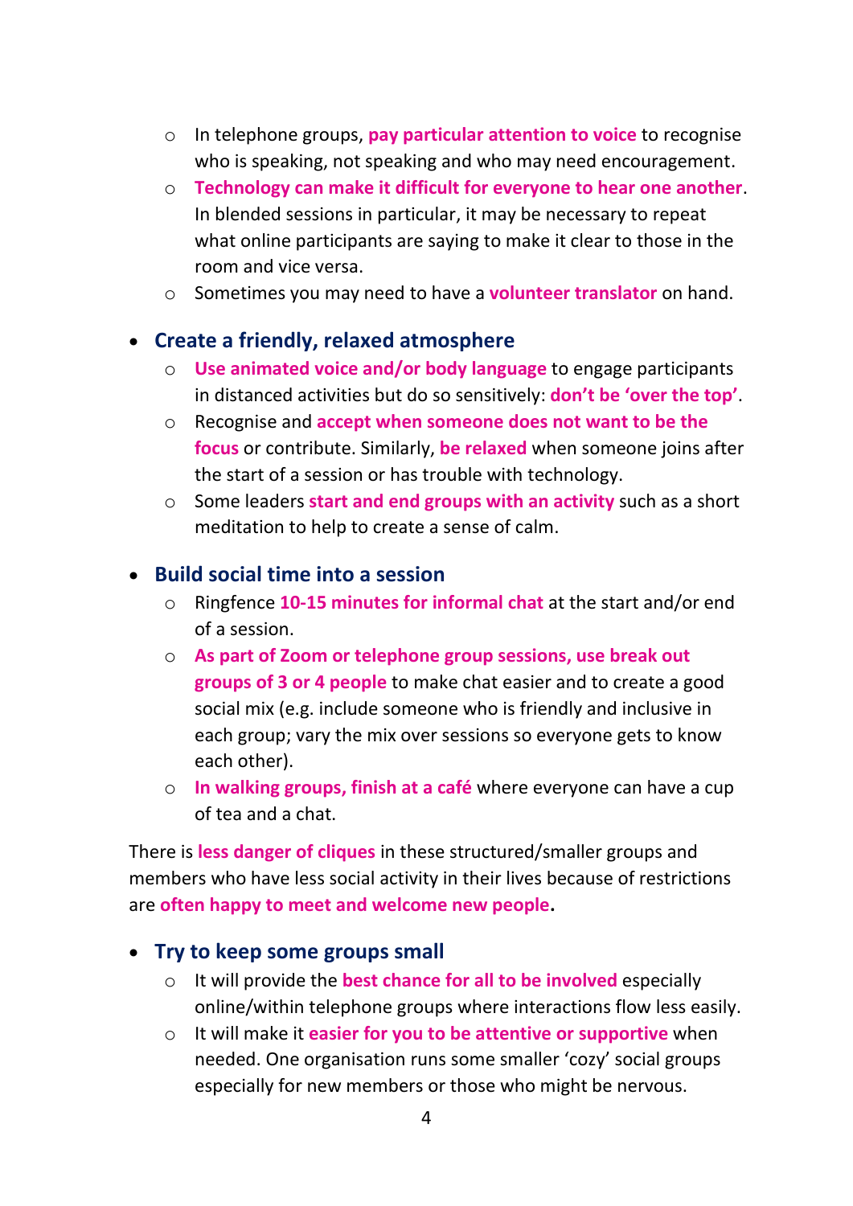- In telephone groups, **pay particular attention to voice** to recognise who is speaking, not speaking and who may need encouragement.
  - **Technology can make it difficult for everyone to hear one another**. In blended sessions in particular, it may be necessary to repeat what online participants are saying to make it clear to those in the room and vice versa.
  - Sometimes you may need to have a **volunteer translator** on hand.

- **Create a friendly, relaxed atmosphere**
  - **Use animated voice and/or body language** to engage participants in distanced activities but do so sensitively: **don't be 'over the top'**.
  - Recognise and **accept when someone does not want to be the focus** or contribute. Similarly, **be relaxed** when someone joins after the start of a session or has trouble with technology.
  - Some leaders **start and end groups with an activity** such as a short meditation to help to create a sense of calm.

- **Build social time into a session**
  - Ringfence **10-15 minutes for informal chat** at the start and/or end of a session.
  - **As part of Zoom or telephone group sessions, use break out groups of 3 or 4 people** to make chat easier and to create a good social mix (e.g. include someone who is friendly and inclusive in each group; vary the mix over sessions so everyone gets to know each other).
  - **In walking groups, finish at a café** where everyone can have a cup of tea and a chat.

There is **less danger of cliques** in these structured/smaller groups and members who have less social activity in their lives because of restrictions are **often happy to meet and welcome new people.**

- **Try to keep some groups small**
  - It will provide the **best chance for all to be involved** especially online/within telephone groups where interactions flow less easily.
  - It will make it **easier for you to be attentive or supportive** when needed. One organisation runs some smaller 'cozy' social groups especially for new members or those who might be nervous.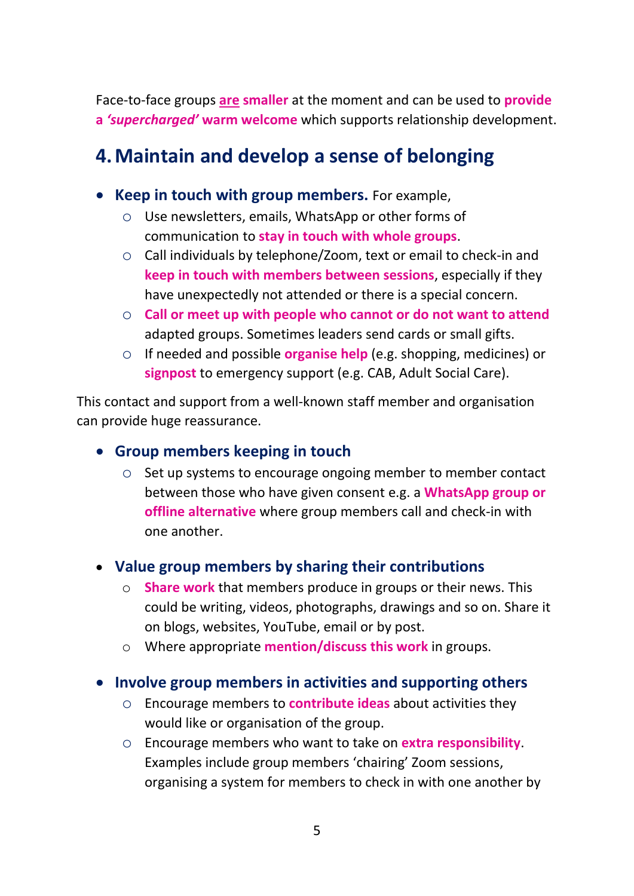Face-to-face groups **are smaller** at the moment and can be used to **provide a *'supercharged'* warm welcome** which supports relationship development.

## 4. Maintain and develop a sense of belonging

- **Keep in touch with group members.** For example,
  - Use newsletters, emails, WhatsApp or other forms of communication to **stay in touch with whole groups**.
  - Call individuals by telephone/Zoom, text or email to check-in and **keep in touch with members between sessions**, especially if they have unexpectedly not attended or there is a special concern.
  - **Call or meet up with people who cannot or do not want to attend** adapted groups. Sometimes leaders send cards or small gifts.
  - If needed and possible **organise help** (e.g. shopping, medicines) or **signpost** to emergency support (e.g. CAB, Adult Social Care).

This contact and support from a well-known staff member and organisation can provide huge reassurance.

- **Group members keeping in touch**
  - Set up systems to encourage ongoing member to member contact between those who have given consent e.g. a **WhatsApp group or offline alternative** where group members call and check-in with one another.

- **Value group members by sharing their contributions**
  - **Share work** that members produce in groups or their news. This could be writing, videos, photographs, drawings and so on. Share it on blogs, websites, YouTube, email or by post.
  - Where appropriate **mention/discuss this work** in groups.

- **Involve group members in activities and supporting others**
  - Encourage members to **contribute ideas** about activities they would like or organisation of the group.
  - Encourage members who want to take on **extra responsibility**. Examples include group members 'chairing' Zoom sessions, organising a system for members to check in with one another by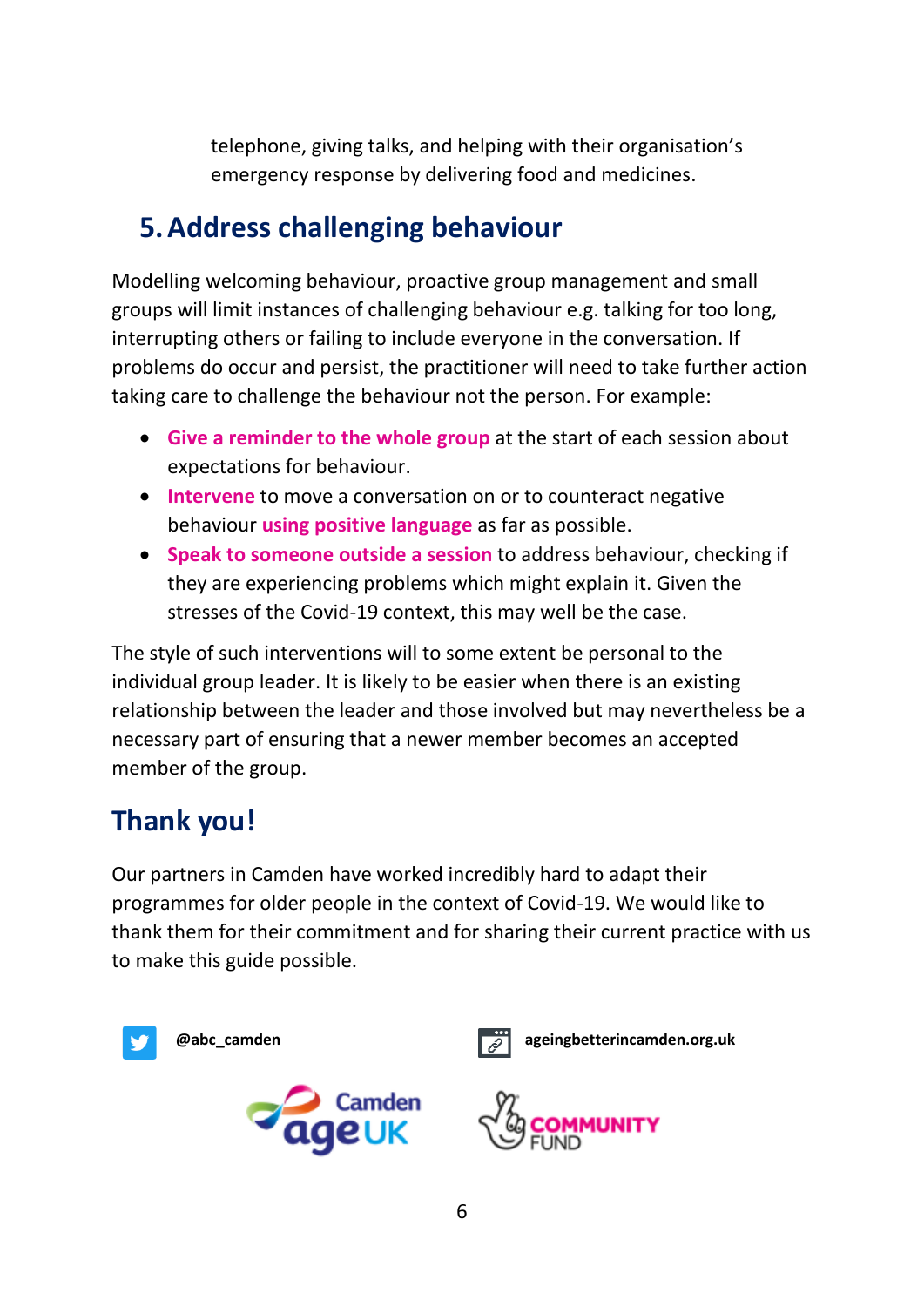telephone, giving talks, and helping with their organisation's emergency response by delivering food and medicines.

## 5. Address challenging behaviour

Modelling welcoming behaviour, proactive group management and small groups will limit instances of challenging behaviour e.g. talking for too long, interrupting others or failing to include everyone in the conversation. If problems do occur and persist, the practitioner will need to take further action taking care to challenge the behaviour not the person. For example:

- **Give a reminder to the whole group** at the start of each session about expectations for behaviour.
- **Intervene** to move a conversation on or to counteract negative behaviour **using positive language** as far as possible.
- **Speak to someone outside a session** to address behaviour, checking if they are experiencing problems which might explain it. Given the stresses of the Covid-19 context, this may well be the case.

The style of such interventions will to some extent be personal to the individual group leader. It is likely to be easier when there is an existing relationship between the leader and those involved but may nevertheless be a necessary part of ensuring that a newer member becomes an accepted member of the group.

## Thank you!

Our partners in Camden have worked incredibly hard to adapt their programmes for older people in the context of Covid-19. We would like to thank them for their commitment and for sharing their current practice with us to make this guide possible.

**@abc_camden**

**ageingbetterincamden.org.uk**

Camden age UK

COMMUNITY FUND